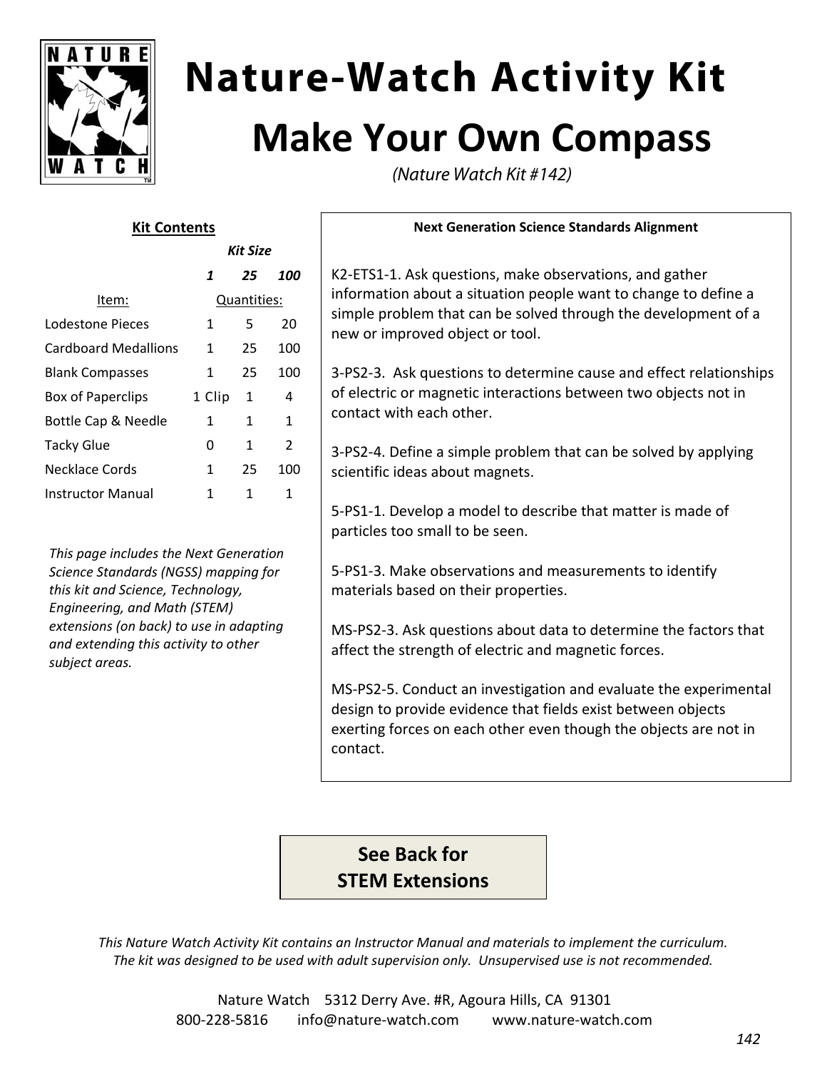# Nature-Watch Activity Kit

## Make Your Own Compass

*(Nature Watch Kit #142)*

**Kit Contents**

| Item: | *Kit Size* **1** | **25** | **100** |
| --- | --- | --- | --- |
| | Quantities: | | |
| Lodestone Pieces | 1 | 5 | 20 |
| Cardboard Medallions | 1 | 25 | 100 |
| Blank Compasses | 1 | 25 | 100 |
| Box of Paperclips | 1 Clip | 1 | 4 |
| Bottle Cap & Needle | 1 | 1 | 1 |
| Tacky Glue | 0 | 1 | 2 |
| Necklace Cords | 1 | 25 | 100 |
| Instructor Manual | 1 | 1 | 1 |

*This page includes the Next Generation Science Standards (NGSS) mapping for this kit and Science, Technology, Engineering, and Math (STEM) extensions (on back) to use in adapting and extending this activity to other subject areas.*

**Next Generation Science Standards Alignment**

K2-ETS1-1. Ask questions, make observations, and gather information about a situation people want to change to define a simple problem that can be solved through the development of a new or improved object or tool.

3-PS2-3. Ask questions to determine cause and effect relationships of electric or magnetic interactions between two objects not in contact with each other.

3-PS2-4. Define a simple problem that can be solved by applying scientific ideas about magnets.

5-PS1-1. Develop a model to describe that matter is made of particles too small to be seen.

5-PS1-3. Make observations and measurements to identify materials based on their properties.

MS-PS2-3. Ask questions about data to determine the factors that affect the strength of electric and magnetic forces.

MS-PS2-5. Conduct an investigation and evaluate the experimental design to provide evidence that fields exist between objects exerting forces on each other even though the objects are not in contact.

**See Back for STEM Extensions**

*This Nature Watch Activity Kit contains an Instructor Manual and materials to implement the curriculum. The kit was designed to be used with adult supervision only. Unsupervised use is not recommended.*

Nature Watch 5312 Derry Ave. #R, Agoura Hills, CA 91301
800-228-5816 info@nature-watch.com www.nature-watch.com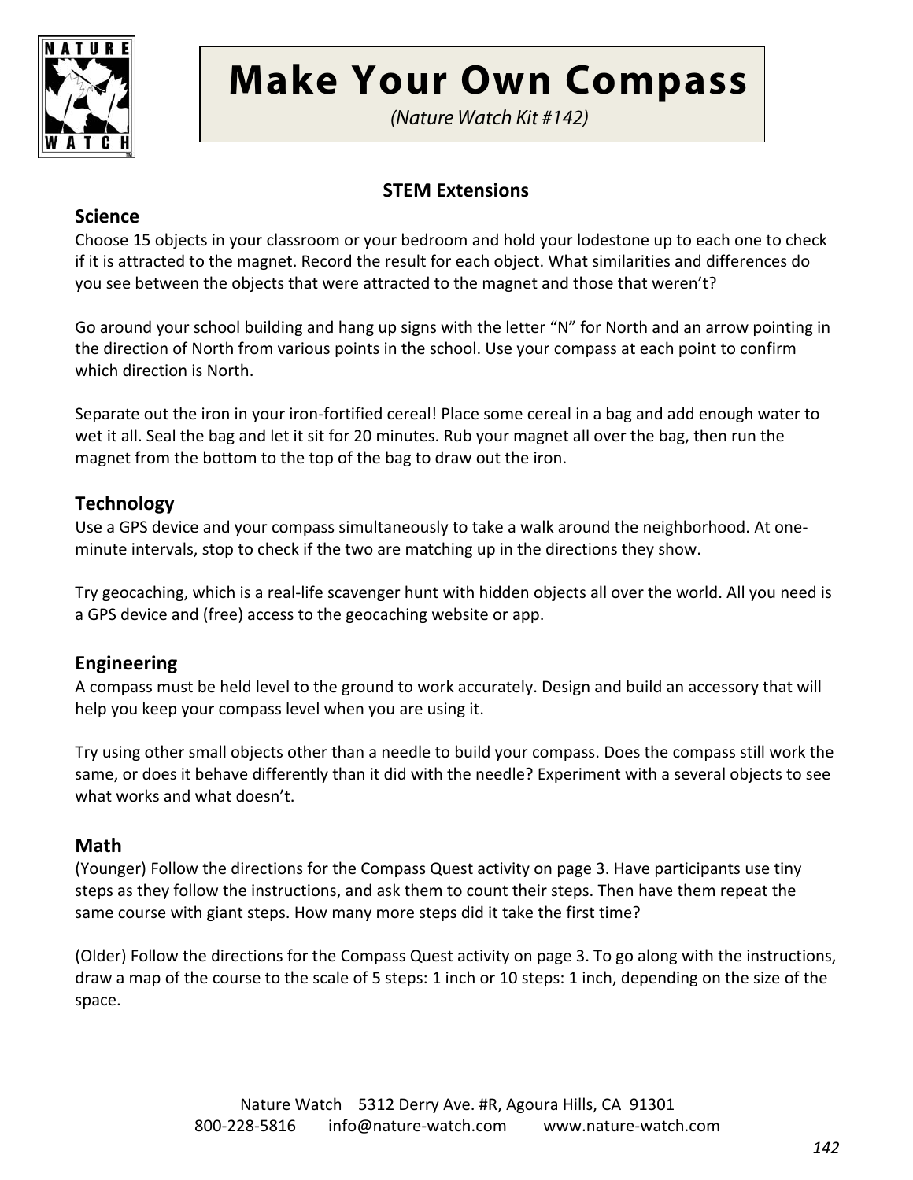# Make Your Own Compass

*(Nature Watch Kit #142)*

## STEM Extensions

### Science

Choose 15 objects in your classroom or your bedroom and hold your lodestone up to each one to check if it is attracted to the magnet. Record the result for each object. What similarities and differences do you see between the objects that were attracted to the magnet and those that weren't?

Go around your school building and hang up signs with the letter "N" for North and an arrow pointing in the direction of North from various points in the school. Use your compass at each point to confirm which direction is North.

Separate out the iron in your iron-fortified cereal! Place some cereal in a bag and add enough water to wet it all. Seal the bag and let it sit for 20 minutes. Rub your magnet all over the bag, then run the magnet from the bottom to the top of the bag to draw out the iron.

### Technology

Use a GPS device and your compass simultaneously to take a walk around the neighborhood. At one-minute intervals, stop to check if the two are matching up in the directions they show.

Try geocaching, which is a real-life scavenger hunt with hidden objects all over the world. All you need is a GPS device and (free) access to the geocaching website or app.

### Engineering

A compass must be held level to the ground to work accurately. Design and build an accessory that will help you keep your compass level when you are using it.

Try using other small objects other than a needle to build your compass. Does the compass still work the same, or does it behave differently than it did with the needle? Experiment with a several objects to see what works and what doesn't.

### Math

(Younger) Follow the directions for the Compass Quest activity on page 3. Have participants use tiny steps as they follow the instructions, and ask them to count their steps. Then have them repeat the same course with giant steps. How many more steps did it take the first time?

(Older) Follow the directions for the Compass Quest activity on page 3. To go along with the instructions, draw a map of the course to the scale of 5 steps: 1 inch or 10 steps: 1 inch, depending on the size of the space.

Nature Watch 5312 Derry Ave. #R, Agoura Hills, CA 91301
800-228-5816 info@nature-watch.com www.nature-watch.com